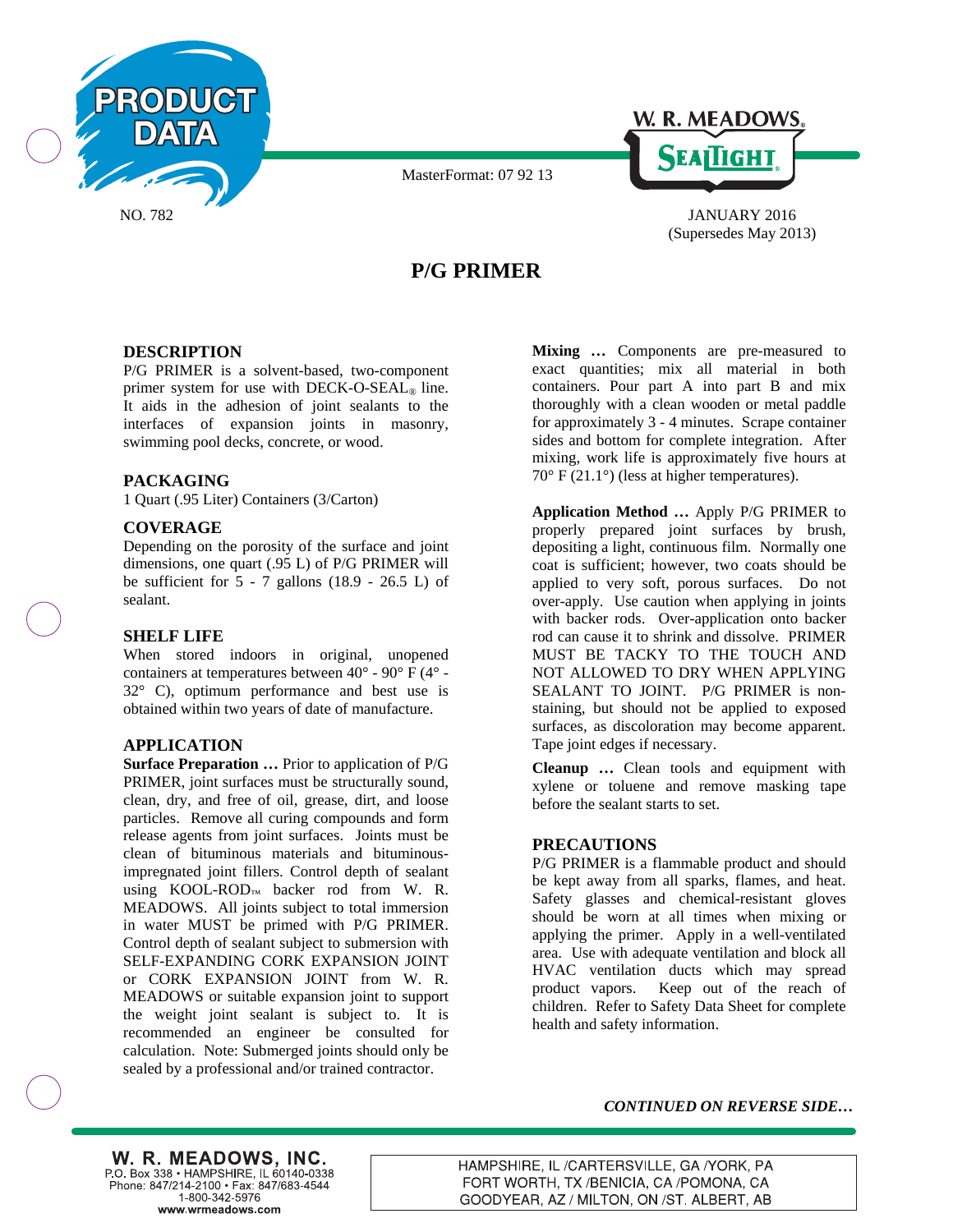PRODUCT DATA

MasterFormat: 07 92 13

W. R. MEADOWS®
SEALTIGHT®

NO. 782

JANUARY 2016
(Supersedes May 2013)

# P/G PRIMER

## DESCRIPTION

P/G PRIMER is a solvent-based, two-component primer system for use with DECK-O-SEAL® line. It aids in the adhesion of joint sealants to the interfaces of expansion joints in masonry, swimming pool decks, concrete, or wood.

## PACKAGING

1 Quart (.95 Liter) Containers (3/Carton)

## COVERAGE

Depending on the porosity of the surface and joint dimensions, one quart (.95 L) of P/G PRIMER will be sufficient for 5 - 7 gallons (18.9 - 26.5 L) of sealant.

## SHELF LIFE

When stored indoors in original, unopened containers at temperatures between 40° - 90° F (4° - 32° C), optimum performance and best use is obtained within two years of date of manufacture.

## APPLICATION

**Surface Preparation …** Prior to application of P/G PRIMER, joint surfaces must be structurally sound, clean, dry, and free of oil, grease, dirt, and loose particles. Remove all curing compounds and form release agents from joint surfaces. Joints must be clean of bituminous materials and bituminous-impregnated joint fillers. Control depth of sealant using KOOL-ROD™ backer rod from W. R. MEADOWS. All joints subject to total immersion in water MUST be primed with P/G PRIMER. Control depth of sealant subject to submersion with SELF-EXPANDING CORK EXPANSION JOINT or CORK EXPANSION JOINT from W. R. MEADOWS or suitable expansion joint to support the weight joint sealant is subject to. It is recommended an engineer be consulted for calculation. Note: Submerged joints should only be sealed by a professional and/or trained contractor.

**Mixing …** Components are pre-measured to exact quantities; mix all material in both containers. Pour part A into part B and mix thoroughly with a clean wooden or metal paddle for approximately 3 - 4 minutes. Scrape container sides and bottom for complete integration. After mixing, work life is approximately five hours at 70° F (21.1°) (less at higher temperatures).

**Application Method …** Apply P/G PRIMER to properly prepared joint surfaces by brush, depositing a light, continuous film. Normally one coat is sufficient; however, two coats should be applied to very soft, porous surfaces. Do not over-apply. Use caution when applying in joints with backer rods. Over-application onto backer rod can cause it to shrink and dissolve. PRIMER MUST BE TACKY TO THE TOUCH AND NOT ALLOWED TO DRY WHEN APPLYING SEALANT TO JOINT. P/G PRIMER is non-staining, but should not be applied to exposed surfaces, as discoloration may become apparent. Tape joint edges if necessary.

**Cleanup …** Clean tools and equipment with xylene or toluene and remove masking tape before the sealant starts to set.

## PRECAUTIONS

P/G PRIMER is a flammable product and should be kept away from all sparks, flames, and heat. Safety glasses and chemical-resistant gloves should be worn at all times when mixing or applying the primer. Apply in a well-ventilated area. Use with adequate ventilation and block all HVAC ventilation ducts which may spread product vapors. Keep out of the reach of children. Refer to Safety Data Sheet for complete health and safety information.

***CONTINUED ON REVERSE SIDE…***

**W. R. MEADOWS, INC.**
P.O. Box 338 • HAMPSHIRE, IL 60140-0338
Phone: 847/214-2100 • Fax: 847/683-4544
1-800-342-5976
**www.wrmeadows.com**

HAMPSHIRE, IL /CARTERSVILLE, GA /YORK, PA
FORT WORTH, TX /BENICIA, CA /POMONA, CA
GOODYEAR, AZ / MILTON, ON /ST. ALBERT, AB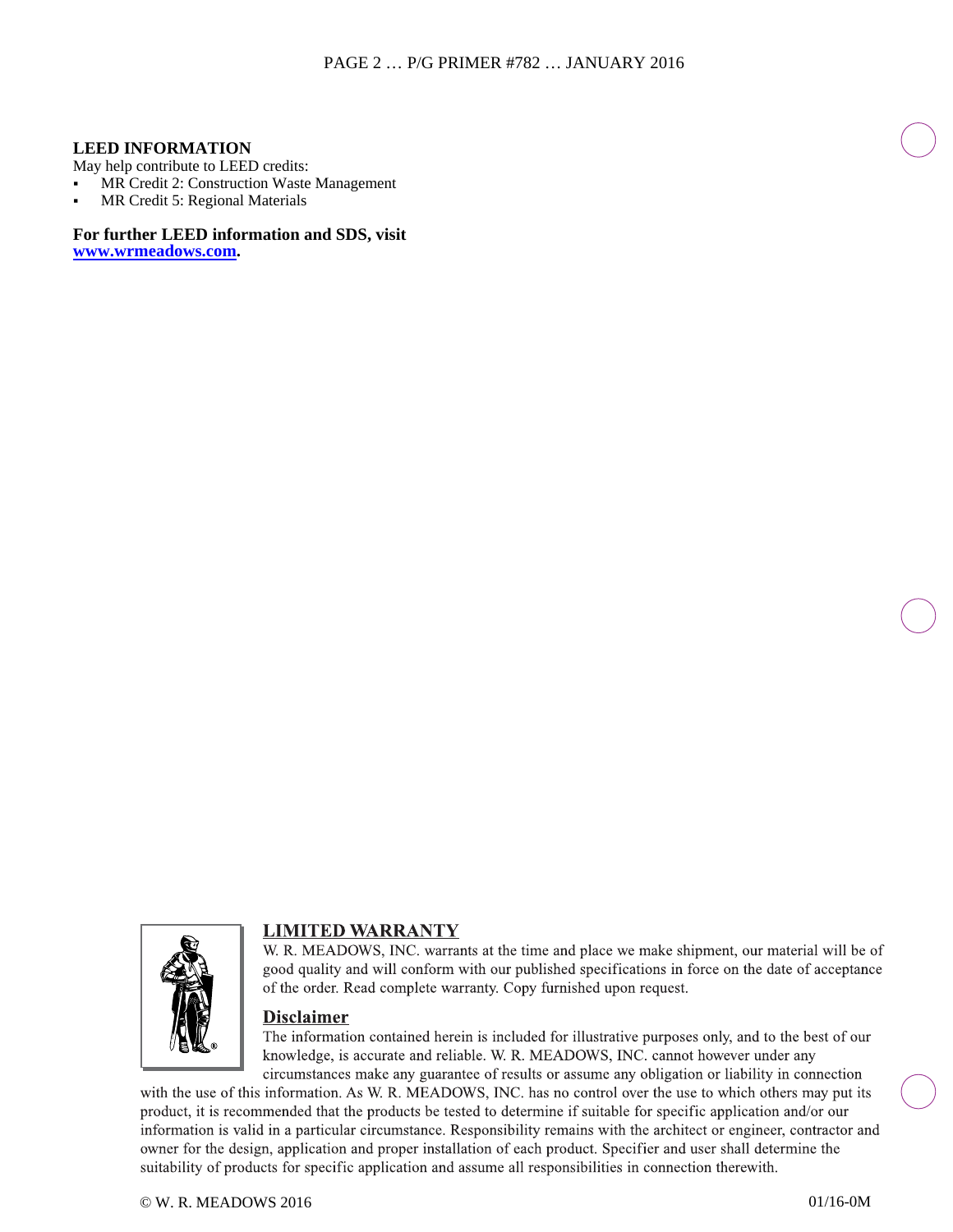**LEED INFORMATION**

May help contribute to LEED credits:

- MR Credit 2: Construction Waste Management
- MR Credit 5: Regional Materials

**For further LEED information and SDS, visit [www.wrmeadows.com](http://www.wrmeadows.com).**

## LIMITED WARRANTY

W. R. MEADOWS, INC. warrants at the time and place we make shipment, our material will be of good quality and will conform with our published specifications in force on the date of acceptance of the order. Read complete warranty. Copy furnished upon request.

## Disclaimer

The information contained herein is included for illustrative purposes only, and to the best of our knowledge, is accurate and reliable. W. R. MEADOWS, INC. cannot however under any circumstances make any guarantee of results or assume any obligation or liability in connection with the use of this information. As W. R. MEADOWS, INC. has no control over the use to which others may put its product, it is recommended that the products be tested to determine if suitable for specific application and/or our information is valid in a particular circumstance. Responsibility remains with the architect or engineer, contractor and owner for the design, application and proper installation of each product. Specifier and user shall determine the suitability of products for specific application and assume all responsibilities in connection therewith.

© W. R. MEADOWS 2016

01/16-0M